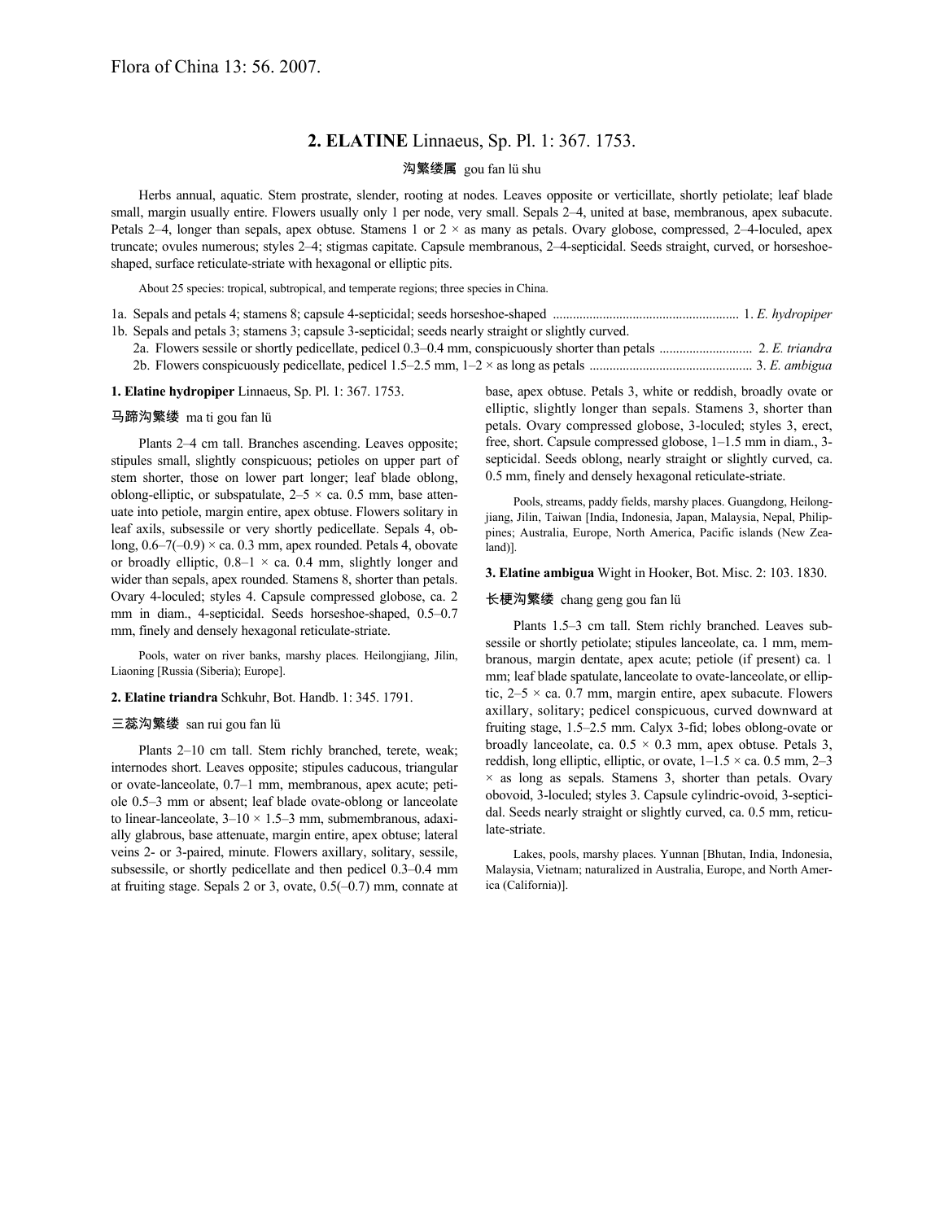Flora of China 13: 56. 2007.

## 2. ELATINE Linnaeus, Sp. Pl. 1: 367. 1753.

沟繁缕属 gou fan lü shu

Herbs annual, aquatic. Stem prostrate, slender, rooting at nodes. Leaves opposite or verticillate, shortly petiolate; leaf blade small, margin usually entire. Flowers usually only 1 per node, very small. Sepals 2–4, united at base, membranous, apex subacute. Petals 2–4, longer than sepals, apex obtuse. Stamens 1 or 2 × as many as petals. Ovary globose, compressed, 2–4-loculed, apex truncate; ovules numerous; styles 2–4; stigmas capitate. Capsule membranous, 2–4-septicidal. Seeds straight, curved, or horseshoe-shaped, surface reticulate-striate with hexagonal or elliptic pits.

About 25 species: tropical, subtropical, and temperate regions; three species in China.

1a. Sepals and petals 4; stamens 8; capsule 4-septicidal; seeds horseshoe-shaped ....................................................... 1. *E. hydropiper*
1b. Sepals and petals 3; stamens 3; capsule 3-septicidal; seeds nearly straight or slightly curved.
    2a. Flowers sessile or shortly pedicellate, pedicel 0.3–0.4 mm, conspicuously shorter than petals ........................... 2. *E. triandra*
    2b. Flowers conspicuously pedicellate, pedicel 1.5–2.5 mm, 1–2 × as long as petals ................................................ 3. *E. ambigua*

**1. Elatine hydropiper** Linnaeus, Sp. Pl. 1: 367. 1753.

马蹄沟繁缕 ma ti gou fan lü

Plants 2–4 cm tall. Branches ascending. Leaves opposite; stipules small, slightly conspicuous; petioles on upper part of stem shorter, those on lower part longer; leaf blade oblong, oblong-elliptic, or subspatulate, 2–5 × ca. 0.5 mm, base attenuate into petiole, margin entire, apex obtuse. Flowers solitary in leaf axils, subsessile or very shortly pedicellate. Sepals 4, oblong, 0.6–7(–0.9) × ca. 0.3 mm, apex rounded. Petals 4, obovate or broadly elliptic, 0.8–1 × ca. 0.4 mm, slightly longer and wider than sepals, apex rounded. Stamens 8, shorter than petals. Ovary 4-loculed; styles 4. Capsule compressed globose, ca. 2 mm in diam., 4-septicidal. Seeds horseshoe-shaped, 0.5–0.7 mm, finely and densely hexagonal reticulate-striate.

Pools, water on river banks, marshy places. Heilongjiang, Jilin, Liaoning [Russia (Siberia); Europe].

**2. Elatine triandra** Schkuhr, Bot. Handb. 1: 345. 1791.

三蕊沟繁缕 san rui gou fan lü

Plants 2–10 cm tall. Stem richly branched, terete, weak; internodes short. Leaves opposite; stipules caducous, triangular or ovate-lanceolate, 0.7–1 mm, membranous, apex acute; petiole 0.5–3 mm or absent; leaf blade ovate-oblong or lanceolate to linear-lanceolate, 3–10 × 1.5–3 mm, submembranous, adaxially glabrous, base attenuate, margin entire, apex obtuse; lateral veins 2- or 3-paired, minute. Flowers axillary, solitary, sessile, subsessile, or shortly pedicellate and then pedicel 0.3–0.4 mm at fruiting stage. Sepals 2 or 3, ovate, 0.5(–0.7) mm, connate at base, apex obtuse. Petals 3, white or reddish, broadly ovate or elliptic, slightly longer than sepals. Stamens 3, shorter than petals. Ovary compressed globose, 3-loculed; styles 3, erect, free, short. Capsule compressed globose, 1–1.5 mm in diam., 3-septicidal. Seeds oblong, nearly straight or slightly curved, ca. 0.5 mm, finely and densely hexagonal reticulate-striate.

Pools, streams, paddy fields, marshy places. Guangdong, Heilongjiang, Jilin, Taiwan [India, Indonesia, Japan, Malaysia, Nepal, Philippines; Australia, Europe, North America, Pacific islands (New Zealand)].

**3. Elatine ambigua** Wight in Hooker, Bot. Misc. 2: 103. 1830.

长梗沟繁缕 chang geng gou fan lü

Plants 1.5–3 cm tall. Stem richly branched. Leaves subsessile or shortly petiolate; stipules lanceolate, ca. 1 mm, membranous, margin dentate, apex acute; petiole (if present) ca. 1 mm; leaf blade spatulate, lanceolate to ovate-lanceolate, or elliptic, 2–5 × ca. 0.7 mm, margin entire, apex subacute. Flowers axillary, solitary; pedicel conspicuous, curved downward at fruiting stage, 1.5–2.5 mm. Calyx 3-fid; lobes oblong-ovate or broadly lanceolate, ca. 0.5 × 0.3 mm, apex obtuse. Petals 3, reddish, long elliptic, elliptic, or ovate, 1–1.5 × ca. 0.5 mm, 2–3 × as long as sepals. Stamens 3, shorter than petals. Ovary obovoid, 3-loculed; styles 3. Capsule cylindric-ovoid, 3-septicidal. Seeds nearly straight or slightly curved, ca. 0.5 mm, reticulate-striate.

Lakes, pools, marshy places. Yunnan [Bhutan, India, Indonesia, Malaysia, Vietnam; naturalized in Australia, Europe, and North America (California)].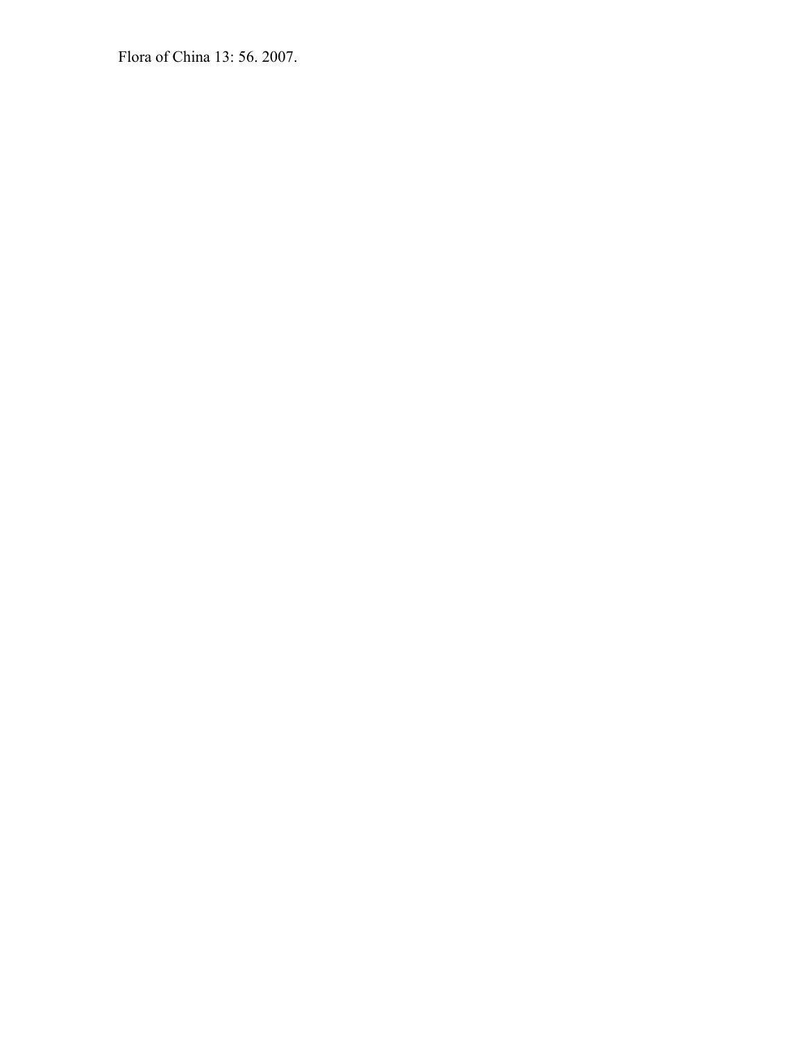Flora of China 13: 56. 2007.